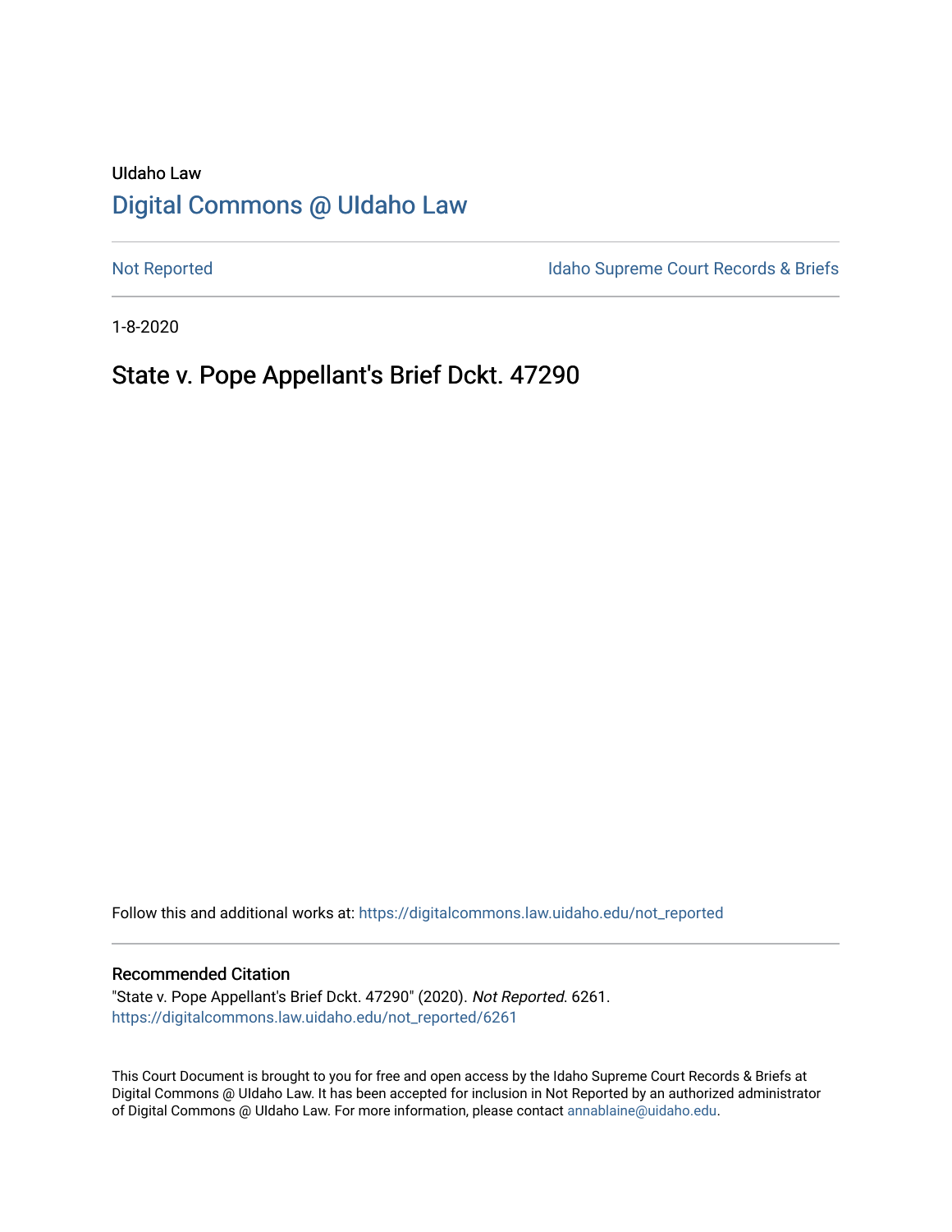UIdaho Law

# Digital Commons @ UIdaho Law

Not Reported | Idaho Supreme Court Records & Briefs

1-8-2020

## State v. Pope Appellant's Brief Dckt. 47290

Follow this and additional works at: https://digitalcommons.law.uidaho.edu/not_reported

### Recommended Citation

"State v. Pope Appellant's Brief Dckt. 47290" (2020). *Not Reported*. 6261.
https://digitalcommons.law.uidaho.edu/not_reported/6261

This Court Document is brought to you for free and open access by the Idaho Supreme Court Records & Briefs at Digital Commons @ UIdaho Law. It has been accepted for inclusion in Not Reported by an authorized administrator of Digital Commons @ UIdaho Law. For more information, please contact annablaine@uidaho.edu.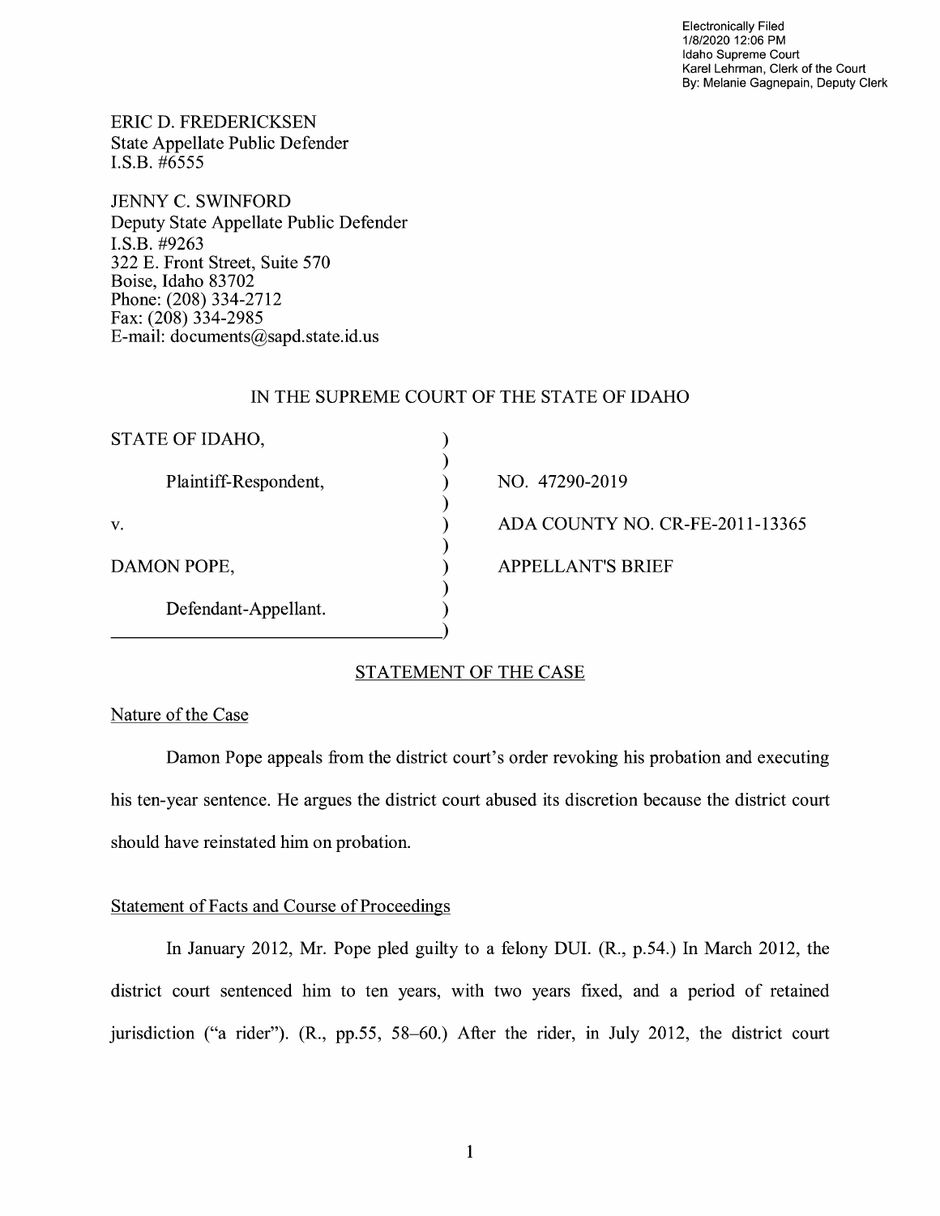Electronically Filed
1/8/2020 12:06 PM
Idaho Supreme Court
Karel Lehrman, Clerk of the Court
By: Melanie Gagnepain, Deputy Clerk

ERIC D. FREDERICKSEN
State Appellate Public Defender
I.S.B. #6555

JENNY C. SWINFORD
Deputy State Appellate Public Defender
I.S.B. #9263
322 E. Front Street, Suite 570
Boise, Idaho 83702
Phone: (208) 334-2712
Fax: (208) 334-2985
E-mail: documents@sapd.state.id.us

IN THE SUPREME COURT OF THE STATE OF IDAHO

| | |
|---|---|
| STATE OF IDAHO, | |
| Plaintiff-Respondent, | NO. 47290-2019 |
| v. | ADA COUNTY NO. CR-FE-2011-13365 |
| DAMON POPE, | APPELLANT'S BRIEF |
| Defendant-Appellant. | |

## STATEMENT OF THE CASE

### Nature of the Case

Damon Pope appeals from the district court's order revoking his probation and executing his ten-year sentence. He argues the district court abused its discretion because the district court should have reinstated him on probation.

### Statement of Facts and Course of Proceedings

In January 2012, Mr. Pope pled guilty to a felony DUI. (R., p.54.) In March 2012, the district court sentenced him to ten years, with two years fixed, and a period of retained jurisdiction ("a rider"). (R., pp.55, 58–60.) After the rider, in July 2012, the district court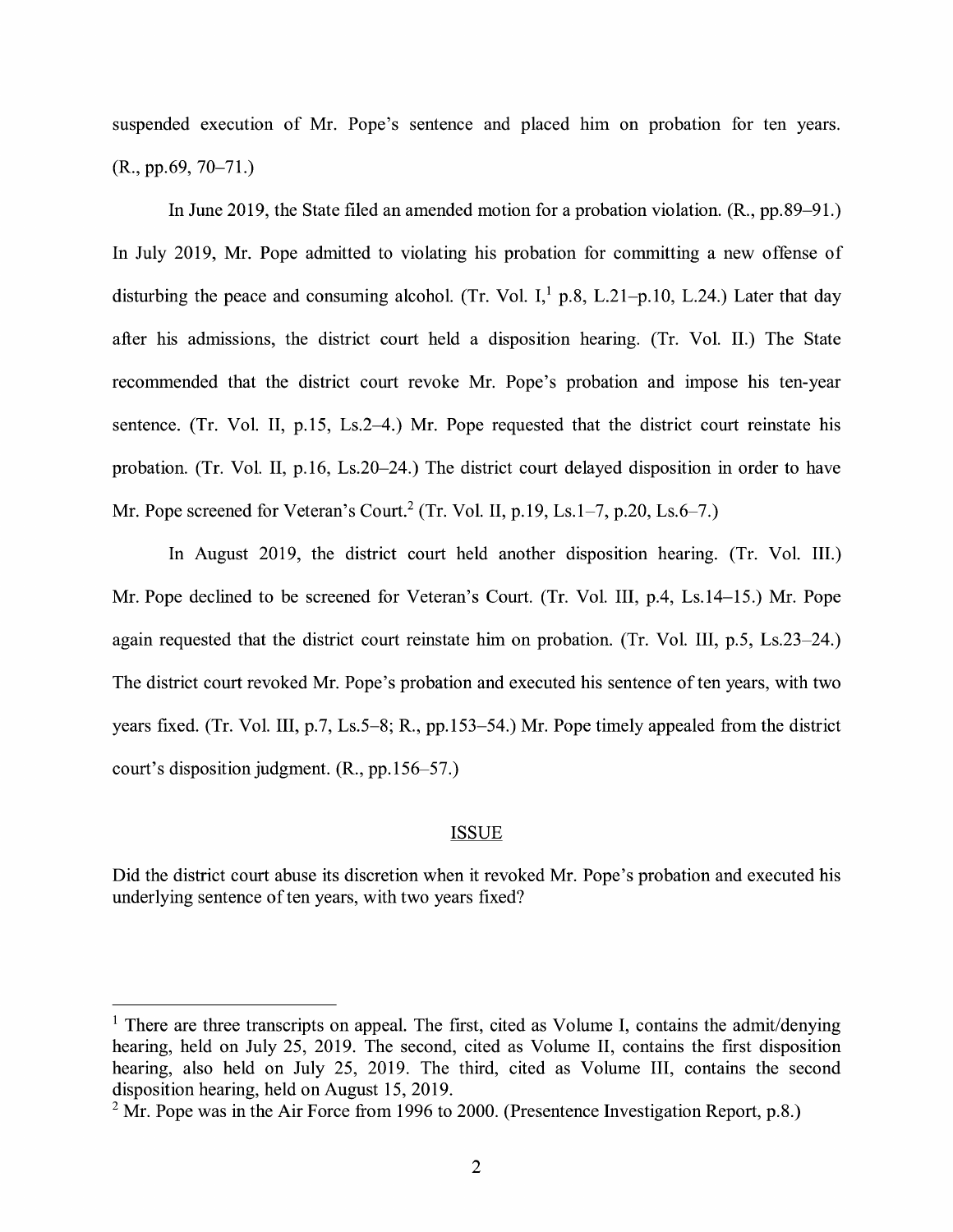suspended execution of Mr. Pope's sentence and placed him on probation for ten years. (R., pp.69, 70–71.)

In June 2019, the State filed an amended motion for a probation violation. (R., pp.89–91.) In July 2019, Mr. Pope admitted to violating his probation for committing a new offense of disturbing the peace and consuming alcohol. (Tr. Vol. I,[1] p.8, L.21–p.10, L.24.) Later that day after his admissions, the district court held a disposition hearing. (Tr. Vol. II.) The State recommended that the district court revoke Mr. Pope's probation and impose his ten-year sentence. (Tr. Vol. II, p.15, Ls.2–4.) Mr. Pope requested that the district court reinstate his probation. (Tr. Vol. II, p.16, Ls.20–24.) The district court delayed disposition in order to have Mr. Pope screened for Veteran's Court.[2] (Tr. Vol. II, p.19, Ls.1–7, p.20, Ls.6–7.)

In August 2019, the district court held another disposition hearing. (Tr. Vol. III.) Mr. Pope declined to be screened for Veteran's Court. (Tr. Vol. III, p.4, Ls.14–15.) Mr. Pope again requested that the district court reinstate him on probation. (Tr. Vol. III, p.5, Ls.23–24.) The district court revoked Mr. Pope's probation and executed his sentence of ten years, with two years fixed. (Tr. Vol. III, p.7, Ls.5–8; R., pp.153–54.) Mr. Pope timely appealed from the district court's disposition judgment. (R., pp.156–57.)

## ISSUE

Did the district court abuse its discretion when it revoked Mr. Pope's probation and executed his underlying sentence of ten years, with two years fixed?

---

[1] There are three transcripts on appeal. The first, cited as Volume I, contains the admit/denying hearing, held on July 25, 2019. The second, cited as Volume II, contains the first disposition hearing, also held on July 25, 2019. The third, cited as Volume III, contains the second disposition hearing, held on August 15, 2019.

[2] Mr. Pope was in the Air Force from 1996 to 2000. (Presentence Investigation Report, p.8.)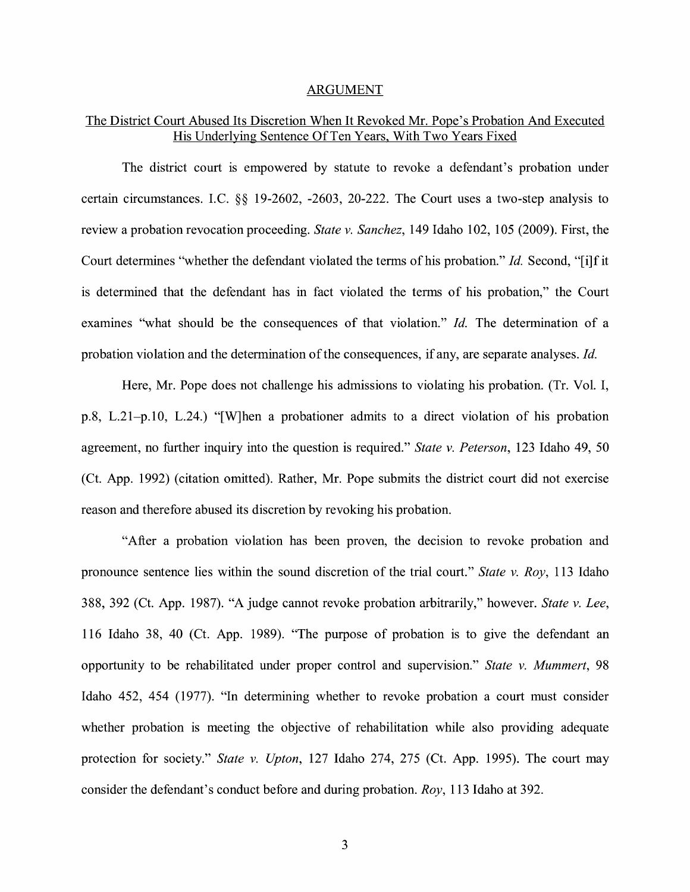## ARGUMENT

### The District Court Abused Its Discretion When It Revoked Mr. Pope's Probation And Executed His Underlying Sentence Of Ten Years, With Two Years Fixed

The district court is empowered by statute to revoke a defendant's probation under certain circumstances. I.C. §§ 19-2602, -2603, 20-222. The Court uses a two-step analysis to review a probation revocation proceeding. *State v. Sanchez*, 149 Idaho 102, 105 (2009). First, the Court determines "whether the defendant violated the terms of his probation." *Id.* Second, "[i]f it is determined that the defendant has in fact violated the terms of his probation," the Court examines "what should be the consequences of that violation." *Id.* The determination of a probation violation and the determination of the consequences, if any, are separate analyses. *Id.*

Here, Mr. Pope does not challenge his admissions to violating his probation. (Tr. Vol. I, p.8, L.21–p.10, L.24.) "[W]hen a probationer admits to a direct violation of his probation agreement, no further inquiry into the question is required." *State v. Peterson*, 123 Idaho 49, 50 (Ct. App. 1992) (citation omitted). Rather, Mr. Pope submits the district court did not exercise reason and therefore abused its discretion by revoking his probation.

"After a probation violation has been proven, the decision to revoke probation and pronounce sentence lies within the sound discretion of the trial court." *State v. Roy*, 113 Idaho 388, 392 (Ct. App. 1987). "A judge cannot revoke probation arbitrarily," however. *State v. Lee*, 116 Idaho 38, 40 (Ct. App. 1989). "The purpose of probation is to give the defendant an opportunity to be rehabilitated under proper control and supervision." *State v. Mummert*, 98 Idaho 452, 454 (1977). "In determining whether to revoke probation a court must consider whether probation is meeting the objective of rehabilitation while also providing adequate protection for society." *State v. Upton*, 127 Idaho 274, 275 (Ct. App. 1995). The court may consider the defendant's conduct before and during probation. *Roy*, 113 Idaho at 392.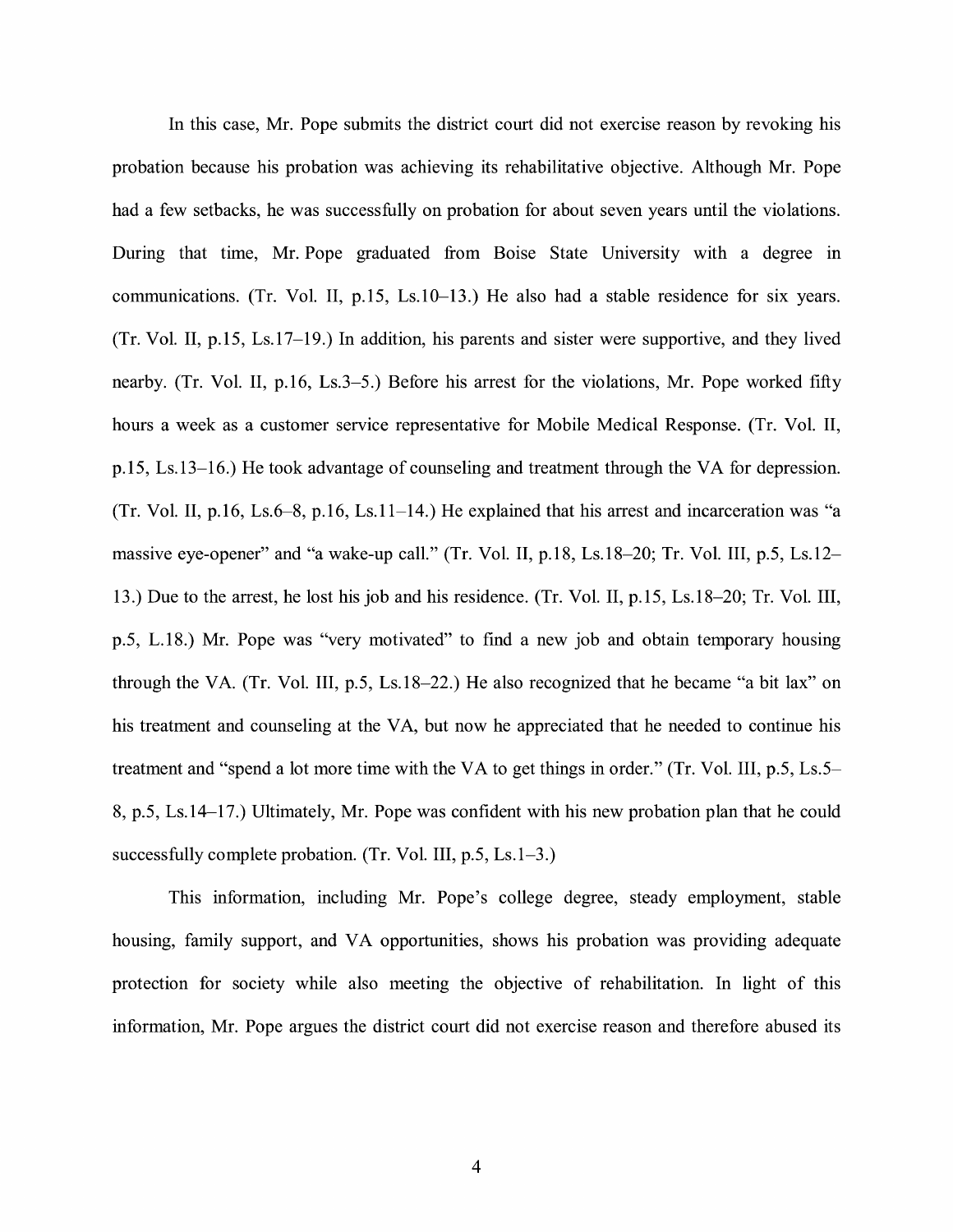In this case, Mr. Pope submits the district court did not exercise reason by revoking his probation because his probation was achieving its rehabilitative objective. Although Mr. Pope had a few setbacks, he was successfully on probation for about seven years until the violations. During that time, Mr. Pope graduated from Boise State University with a degree in communications. (Tr. Vol. II, p.15, Ls.10–13.) He also had a stable residence for six years. (Tr. Vol. II, p.15, Ls.17–19.) In addition, his parents and sister were supportive, and they lived nearby. (Tr. Vol. II, p.16, Ls.3–5.) Before his arrest for the violations, Mr. Pope worked fifty hours a week as a customer service representative for Mobile Medical Response. (Tr. Vol. II, p.15, Ls.13–16.) He took advantage of counseling and treatment through the VA for depression. (Tr. Vol. II, p.16, Ls.6–8, p.16, Ls.11–14.) He explained that his arrest and incarceration was "a massive eye-opener" and "a wake-up call." (Tr. Vol. II, p.18, Ls.18–20; Tr. Vol. III, p.5, Ls.12–13.) Due to the arrest, he lost his job and his residence. (Tr. Vol. II, p.15, Ls.18–20; Tr. Vol. III, p.5, L.18.) Mr. Pope was "very motivated" to find a new job and obtain temporary housing through the VA. (Tr. Vol. III, p.5, Ls.18–22.) He also recognized that he became "a bit lax" on his treatment and counseling at the VA, but now he appreciated that he needed to continue his treatment and "spend a lot more time with the VA to get things in order." (Tr. Vol. III, p.5, Ls.5–8, p.5, Ls.14–17.) Ultimately, Mr. Pope was confident with his new probation plan that he could successfully complete probation. (Tr. Vol. III, p.5, Ls.1–3.)

This information, including Mr. Pope's college degree, steady employment, stable housing, family support, and VA opportunities, shows his probation was providing adequate protection for society while also meeting the objective of rehabilitation. In light of this information, Mr. Pope argues the district court did not exercise reason and therefore abused its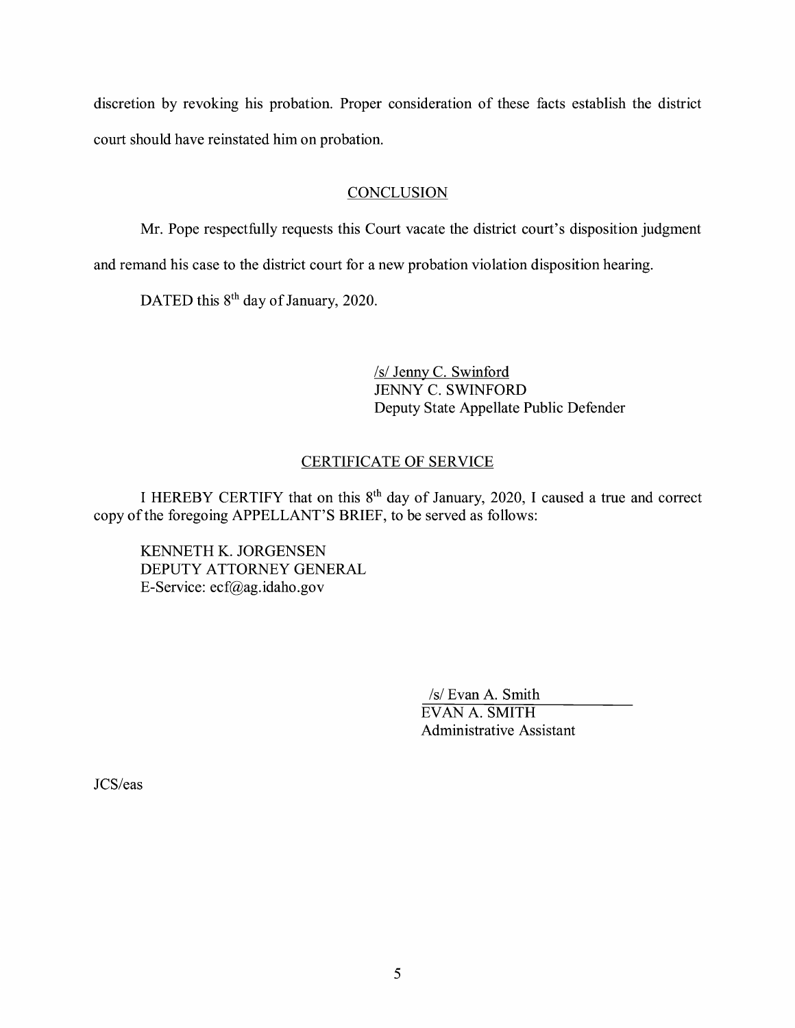discretion by revoking his probation. Proper consideration of these facts establish the district court should have reinstated him on probation.

## CONCLUSION

Mr. Pope respectfully requests this Court vacate the district court's disposition judgment and remand his case to the district court for a new probation violation disposition hearing.

DATED this 8th day of January, 2020.

/s/ Jenny C. Swinford
JENNY C. SWINFORD
Deputy State Appellate Public Defender

## CERTIFICATE OF SERVICE

I HEREBY CERTIFY that on this 8th day of January, 2020, I caused a true and correct copy of the foregoing APPELLANT'S BRIEF, to be served as follows:

KENNETH K. JORGENSEN
DEPUTY ATTORNEY GENERAL
E-Service: ecf@ag.idaho.gov

/s/ Evan A. Smith
EVAN A. SMITH
Administrative Assistant

JCS/eas